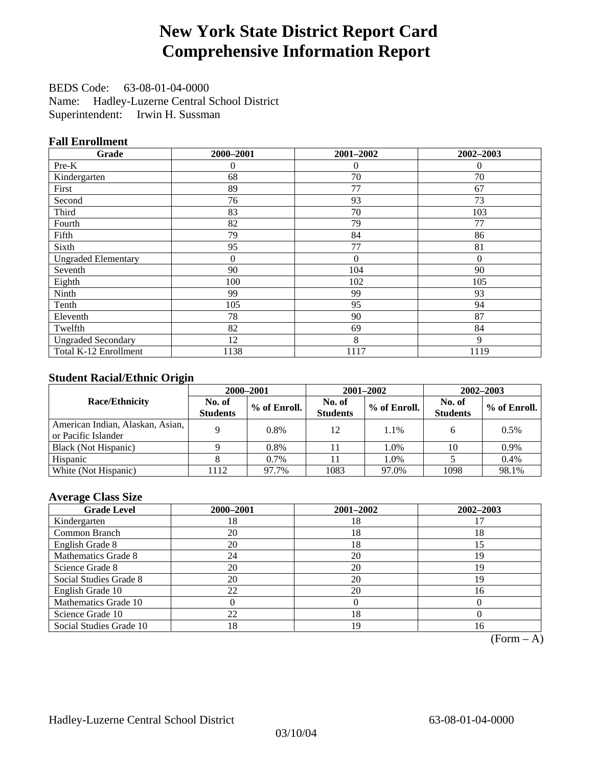# New York State District Report Card
# Comprehensive Information Report

BEDS Code: 63-08-01-04-0000
Name: Hadley-Luzerne Central School District
Superintendent: Irwin H. Sussman

### Fall Enrollment

| Grade | 2000–2001 | 2001–2002 | 2002–2003 |
|---|---|---|---|
| Pre-K | 0 | 0 | 0 |
| Kindergarten | 68 | 70 | 70 |
| First | 89 | 77 | 67 |
| Second | 76 | 93 | 73 |
| Third | 83 | 70 | 103 |
| Fourth | 82 | 79 | 77 |
| Fifth | 79 | 84 | 86 |
| Sixth | 95 | 77 | 81 |
| Ungraded Elementary | 0 | 0 | 0 |
| Seventh | 90 | 104 | 90 |
| Eighth | 100 | 102 | 105 |
| Ninth | 99 | 99 | 93 |
| Tenth | 105 | 95 | 94 |
| Eleventh | 78 | 90 | 87 |
| Twelfth | 82 | 69 | 84 |
| Ungraded Secondary | 12 | 8 | 9 |
| Total K-12 Enrollment | 1138 | 1117 | 1119 |

### Student Racial/Ethnic Origin

| Race/Ethnicity | 2000–2001 | | 2001–2002 | | 2002–2003 | |
|---|---|---|---|---|---|---|
| | No. of Students | % of Enroll. | No. of Students | % of Enroll. | No. of Students | % of Enroll. |
| American Indian, Alaskan, Asian, or Pacific Islander | 9 | 0.8% | 12 | 1.1% | 6 | 0.5% |
| Black (Not Hispanic) | 9 | 0.8% | 11 | 1.0% | 10 | 0.9% |
| Hispanic | 8 | 0.7% | 11 | 1.0% | 5 | 0.4% |
| White (Not Hispanic) | 1112 | 97.7% | 1083 | 97.0% | 1098 | 98.1% |

### Average Class Size

| Grade Level | 2000–2001 | 2001–2002 | 2002–2003 |
|---|---|---|---|
| Kindergarten | 18 | 18 | 17 |
| Common Branch | 20 | 18 | 18 |
| English Grade 8 | 20 | 18 | 15 |
| Mathematics Grade 8 | 24 | 20 | 19 |
| Science Grade 8 | 20 | 20 | 19 |
| Social Studies Grade 8 | 20 | 20 | 19 |
| English Grade 10 | 22 | 20 | 16 |
| Mathematics Grade 10 | 0 | 0 | 0 |
| Science Grade 10 | 22 | 18 | 0 |
| Social Studies Grade 10 | 18 | 19 | 16 |

(Form – A)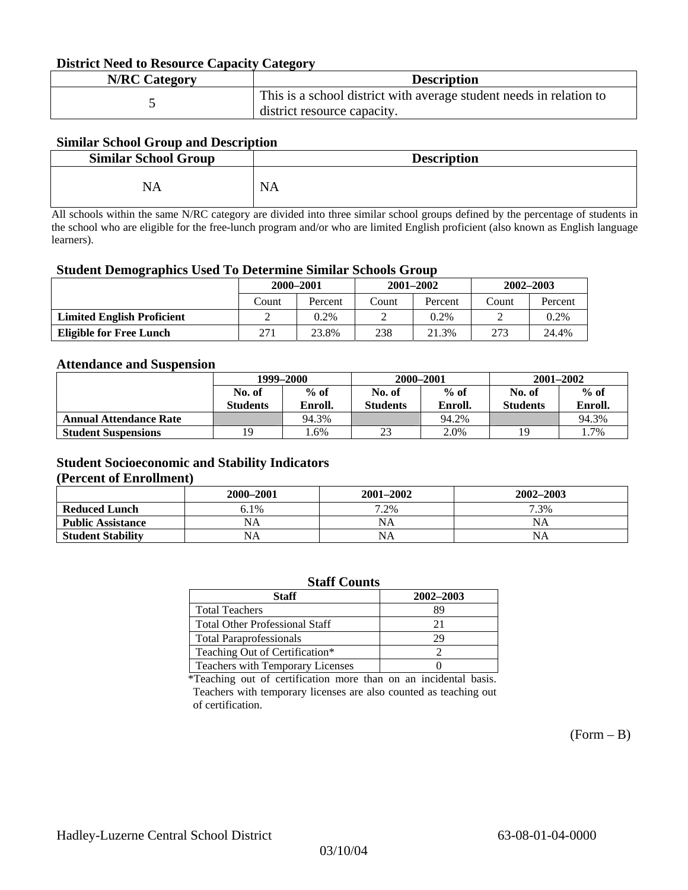### District Need to Resource Capacity Category

| N/RC Category | Description |
|---|---|
| 5 | This is a school district with average student needs in relation to district resource capacity. |

### Similar School Group and Description

| Similar School Group | Description |
|---|---|
| NA | NA |

All schools within the same N/RC category are divided into three similar school groups defined by the percentage of students in the school who are eligible for the free-lunch program and/or who are limited English proficient (also known as English language learners).

### Student Demographics Used To Determine Similar Schools Group

| | 2000–2001 | | 2001–2002 | | 2002–2003 | |
|---|---|---|---|---|---|---|
| | Count | Percent | Count | Percent | Count | Percent |
| **Limited English Proficient** | 2 | 0.2% | 2 | 0.2% | 2 | 0.2% |
| **Eligible for Free Lunch** | 271 | 23.8% | 238 | 21.3% | 273 | 24.4% |

### Attendance and Suspension

| | 1999–2000 | | 2000–2001 | | 2001–2002 | |
|---|---|---|---|---|---|---|
| | No. of Students | % of Enroll. | No. of Students | % of Enroll. | No. of Students | % of Enroll. |
| **Annual Attendance Rate** | | 94.3% | | 94.2% | | 94.3% |
| **Student Suspensions** | 19 | 1.6% | 23 | 2.0% | 19 | 1.7% |

### Student Socioeconomic and Stability Indicators (Percent of Enrollment)

| | 2000–2001 | 2001–2002 | 2002–2003 |
|---|---|---|---|
| **Reduced Lunch** | 6.1% | 7.2% | 7.3% |
| **Public Assistance** | NA | NA | NA |
| **Student Stability** | NA | NA | NA |

### Staff Counts

| Staff | 2002–2003 |
|---|---|
| Total Teachers | 89 |
| Total Other Professional Staff | 21 |
| Total Paraprofessionals | 29 |
| Teaching Out of Certification* | 2 |
| Teachers with Temporary Licenses | 0 |

*Teaching out of certification more than on an incidental basis. Teachers with temporary licenses are also counted as teaching out of certification.

(Form – B)

Hadley-Luzerne Central School District 63-08-01-04-0000

03/10/04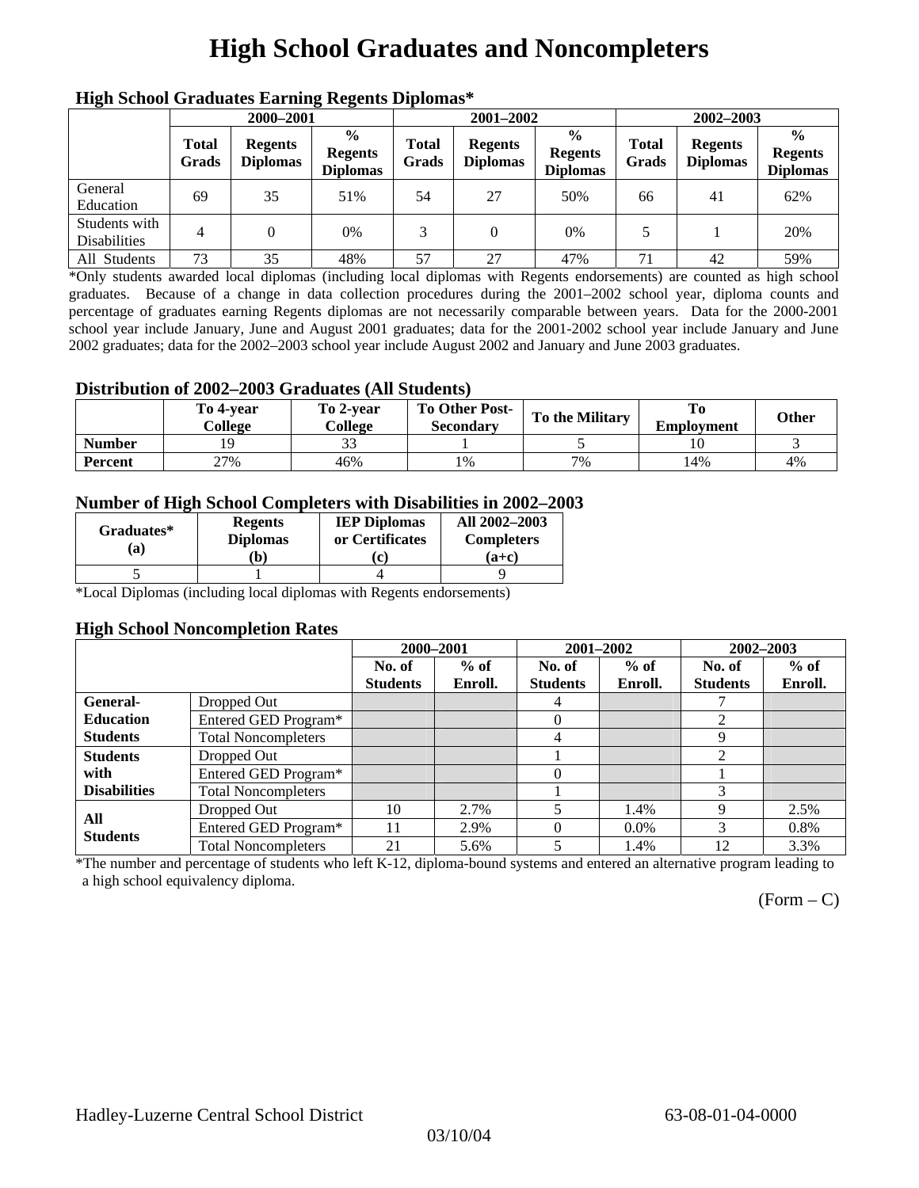# High School Graduates and Noncompleters

### High School Graduates Earning Regents Diplomas*

| | 2000–2001 | | | 2001–2002 | | | 2002–2003 | | |
|---|---|---|---|---|---|---|---|---|---|
| | Total Grads | Regents Diplomas | % Regents Diplomas | Total Grads | Regents Diplomas | % Regents Diplomas | Total Grads | Regents Diplomas | % Regents Diplomas |
| General Education | 69 | 35 | 51% | 54 | 27 | 50% | 66 | 41 | 62% |
| Students with Disabilities | 4 | 0 | 0% | 3 | 0 | 0% | 5 | 1 | 20% |
| All Students | 73 | 35 | 48% | 57 | 27 | 47% | 71 | 42 | 59% |

*Only students awarded local diplomas (including local diplomas with Regents endorsements) are counted as high school graduates. Because of a change in data collection procedures during the 2001–2002 school year, diploma counts and percentage of graduates earning Regents diplomas are not necessarily comparable between years. Data for the 2000-2001 school year include January, June and August 2001 graduates; data for the 2001-2002 school year include January and June 2002 graduates; data for the 2002–2003 school year include August 2002 and January and June 2003 graduates.

### Distribution of 2002–2003 Graduates (All Students)

| | To 4-year College | To 2-year College | To Other Post-Secondary | To the Military | To Employment | Other |
|---|---|---|---|---|---|---|
| Number | 19 | 33 | 1 | 5 | 10 | 3 |
| Percent | 27% | 46% | 1% | 7% | 14% | 4% |

### Number of High School Completers with Disabilities in 2002–2003

| Graduates* (a) | Regents Diplomas (b) | IEP Diplomas or Certificates (c) | All 2002–2003 Completers (a+c) |
|---|---|---|---|
| 5 | 1 | 4 | 9 |

*Local Diplomas (including local diplomas with Regents endorsements)

### High School Noncompletion Rates

| | | 2000–2001 | | 2001–2002 | | 2002–2003 | |
|---|---|---|---|---|---|---|---|
| | | No. of Students | % of Enroll. | No. of Students | % of Enroll. | No. of Students | % of Enroll. |
| General-Education Students | Dropped Out | | | 4 | | 7 | |
| | Entered GED Program* | | | 0 | | 2 | |
| | Total Noncompleters | | | 4 | | 9 | |
| Students with Disabilities | Dropped Out | | | 1 | | 2 | |
| | Entered GED Program* | | | 0 | | 1 | |
| | Total Noncompleters | | | 1 | | 3 | |
| All Students | Dropped Out | 10 | 2.7% | 5 | 1.4% | 9 | 2.5% |
| | Entered GED Program* | 11 | 2.9% | 0 | 0.0% | 3 | 0.8% |
| | Total Noncompleters | 21 | 5.6% | 5 | 1.4% | 12 | 3.3% |

*The number and percentage of students who left K-12, diploma-bound systems and entered an alternative program leading to a high school equivalency diploma.

(Form – C)

Hadley-Luzerne Central School District 63-08-01-04-0000

03/10/04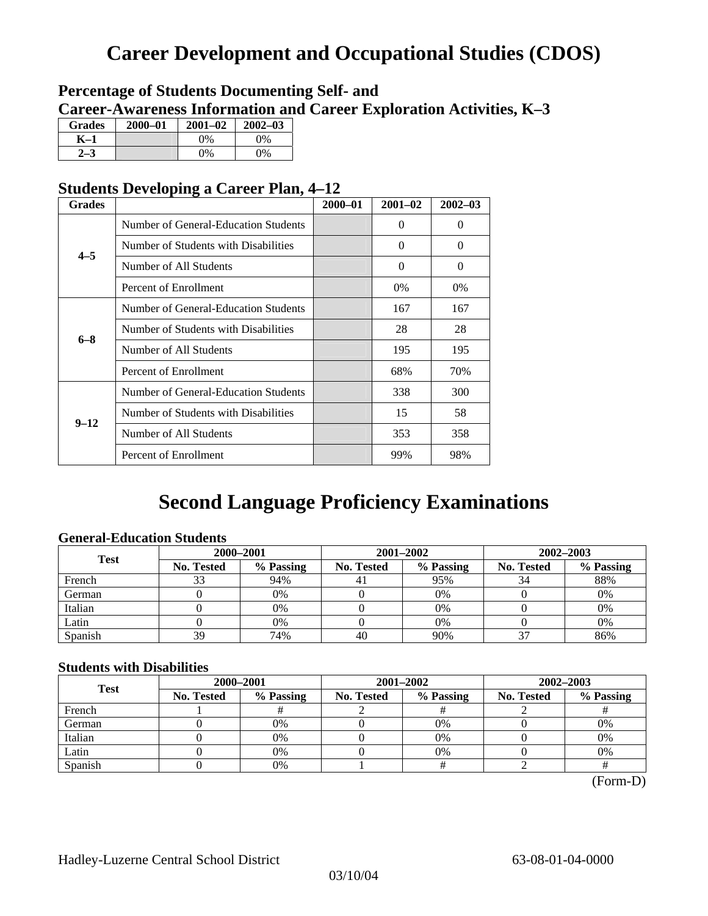# Career Development and Occupational Studies (CDOS)

## Percentage of Students Documenting Self- and Career-Awareness Information and Career Exploration Activities, K–3

| Grades | 2000–01 | 2001–02 | 2002–03 |
|---|---|---|---|
| K–1 | | 0% | 0% |
| 2–3 | | 0% | 0% |

## Students Developing a Career Plan, 4–12

| Grades | | 2000–01 | 2001–02 | 2002–03 |
|---|---|---|---|---|
| 4–5 | Number of General-Education Students | | 0 | 0 |
| | Number of Students with Disabilities | | 0 | 0 |
| | Number of All Students | | 0 | 0 |
| | Percent of Enrollment | | 0% | 0% |
| 6–8 | Number of General-Education Students | | 167 | 167 |
| | Number of Students with Disabilities | | 28 | 28 |
| | Number of All Students | | 195 | 195 |
| | Percent of Enrollment | | 68% | 70% |
| 9–12 | Number of General-Education Students | | 338 | 300 |
| | Number of Students with Disabilities | | 15 | 58 |
| | Number of All Students | | 353 | 358 |
| | Percent of Enrollment | | 99% | 98% |

# Second Language Proficiency Examinations

### General-Education Students

| Test | 2000–2001 | | 2001–2002 | | 2002–2003 | |
|---|---|---|---|---|---|---|
| | No. Tested | % Passing | No. Tested | % Passing | No. Tested | % Passing |
| French | 33 | 94% | 41 | 95% | 34 | 88% |
| German | 0 | 0% | 0 | 0% | 0 | 0% |
| Italian | 0 | 0% | 0 | 0% | 0 | 0% |
| Latin | 0 | 0% | 0 | 0% | 0 | 0% |
| Spanish | 39 | 74% | 40 | 90% | 37 | 86% |

### Students with Disabilities

| Test | 2000–2001 | | 2001–2002 | | 2002–2003 | |
|---|---|---|---|---|---|---|
| | No. Tested | % Passing | No. Tested | % Passing | No. Tested | % Passing |
| French | 1 | # | 2 | # | 2 | # |
| German | 0 | 0% | 0 | 0% | 0 | 0% |
| Italian | 0 | 0% | 0 | 0% | 0 | 0% |
| Latin | 0 | 0% | 0 | 0% | 0 | 0% |
| Spanish | 0 | 0% | 1 | # | 2 | # |

(Form-D)

Hadley-Luzerne Central School District — 63-08-01-04-0000

03/10/04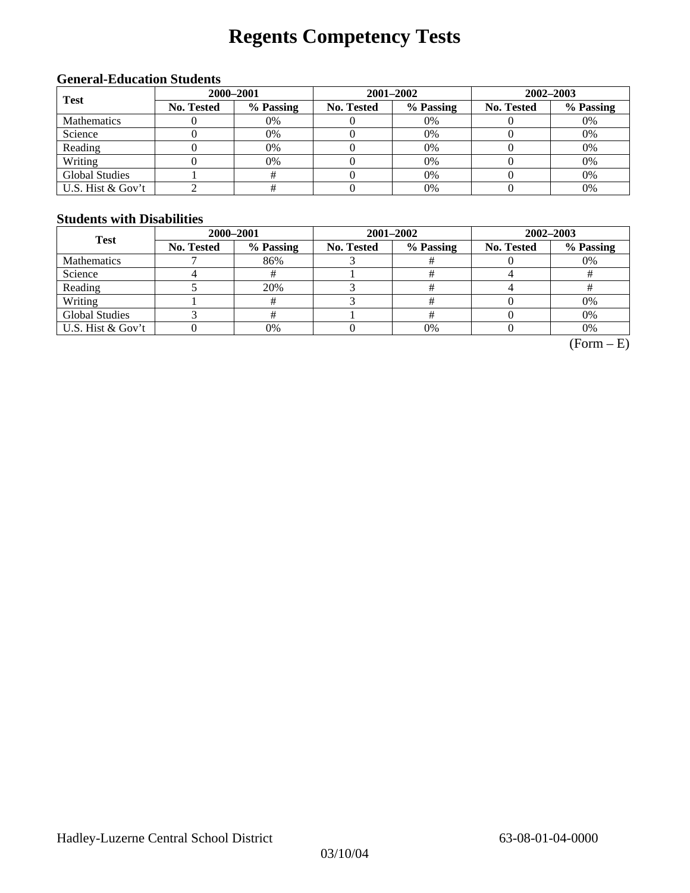# Regents Competency Tests

### General-Education Students

| Test | 2000–2001 | | 2001–2002 | | 2002–2003 | |
|---|---|---|---|---|---|---|
| | No. Tested | % Passing | No. Tested | % Passing | No. Tested | % Passing |
| Mathematics | 0 | 0% | 0 | 0% | 0 | 0% |
| Science | 0 | 0% | 0 | 0% | 0 | 0% |
| Reading | 0 | 0% | 0 | 0% | 0 | 0% |
| Writing | 0 | 0% | 0 | 0% | 0 | 0% |
| Global Studies | 1 | # | 0 | 0% | 0 | 0% |
| U.S. Hist & Gov't | 2 | # | 0 | 0% | 0 | 0% |

### Students with Disabilities

| Test | 2000–2001 | | 2001–2002 | | 2002–2003 | |
|---|---|---|---|---|---|---|
| | No. Tested | % Passing | No. Tested | % Passing | No. Tested | % Passing |
| Mathematics | 7 | 86% | 3 | # | 0 | 0% |
| Science | 4 | # | 1 | # | 4 | # |
| Reading | 5 | 20% | 3 | # | 4 | # |
| Writing | 1 | # | 3 | # | 0 | 0% |
| Global Studies | 3 | # | 1 | # | 0 | 0% |
| U.S. Hist & Gov't | 0 | 0% | 0 | 0% | 0 | 0% |

(Form – E)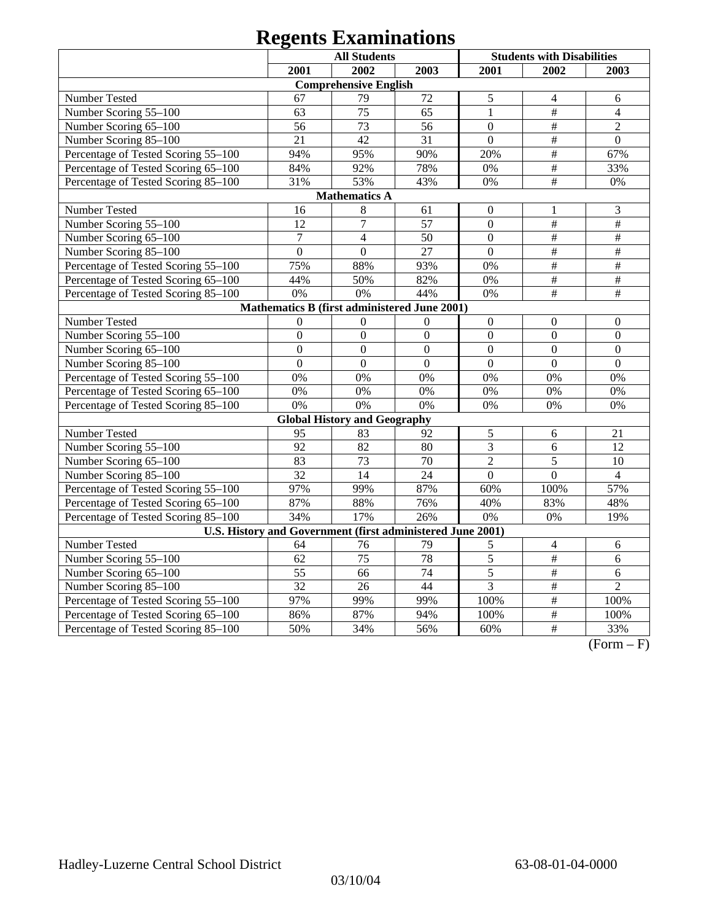# Regents Examinations

| | All Students | | | Students with Disabilities | | |
|---|---|---|---|---|---|---|
| | 2001 | 2002 | 2003 | 2001 | 2002 | 2003 |
| **Comprehensive English** | | | | | | |
| Number Tested | 67 | 79 | 72 | 5 | 4 | 6 |
| Number Scoring 55–100 | 63 | 75 | 65 | 1 | # | 4 |
| Number Scoring 65–100 | 56 | 73 | 56 | 0 | # | 2 |
| Number Scoring 85–100 | 21 | 42 | 31 | 0 | # | 0 |
| Percentage of Tested Scoring 55–100 | 94% | 95% | 90% | 20% | # | 67% |
| Percentage of Tested Scoring 65–100 | 84% | 92% | 78% | 0% | # | 33% |
| Percentage of Tested Scoring 85–100 | 31% | 53% | 43% | 0% | # | 0% |
| **Mathematics A** | | | | | | |
| Number Tested | 16 | 8 | 61 | 0 | 1 | 3 |
| Number Scoring 55–100 | 12 | 7 | 57 | 0 | # | # |
| Number Scoring 65–100 | 7 | 4 | 50 | 0 | # | # |
| Number Scoring 85–100 | 0 | 0 | 27 | 0 | # | # |
| Percentage of Tested Scoring 55–100 | 75% | 88% | 93% | 0% | # | # |
| Percentage of Tested Scoring 65–100 | 44% | 50% | 82% | 0% | # | # |
| Percentage of Tested Scoring 85–100 | 0% | 0% | 44% | 0% | # | # |
| **Mathematics B (first administered June 2001)** | | | | | | |
| Number Tested | 0 | 0 | 0 | 0 | 0 | 0 |
| Number Scoring 55–100 | 0 | 0 | 0 | 0 | 0 | 0 |
| Number Scoring 65–100 | 0 | 0 | 0 | 0 | 0 | 0 |
| Number Scoring 85–100 | 0 | 0 | 0 | 0 | 0 | 0 |
| Percentage of Tested Scoring 55–100 | 0% | 0% | 0% | 0% | 0% | 0% |
| Percentage of Tested Scoring 65–100 | 0% | 0% | 0% | 0% | 0% | 0% |
| Percentage of Tested Scoring 85–100 | 0% | 0% | 0% | 0% | 0% | 0% |
| **Global History and Geography** | | | | | | |
| Number Tested | 95 | 83 | 92 | 5 | 6 | 21 |
| Number Scoring 55–100 | 92 | 82 | 80 | 3 | 6 | 12 |
| Number Scoring 65–100 | 83 | 73 | 70 | 2 | 5 | 10 |
| Number Scoring 85–100 | 32 | 14 | 24 | 0 | 0 | 4 |
| Percentage of Tested Scoring 55–100 | 97% | 99% | 87% | 60% | 100% | 57% |
| Percentage of Tested Scoring 65–100 | 87% | 88% | 76% | 40% | 83% | 48% |
| Percentage of Tested Scoring 85–100 | 34% | 17% | 26% | 0% | 0% | 19% |
| **U.S. History and Government (first administered June 2001)** | | | | | | |
| Number Tested | 64 | 76 | 79 | 5 | 4 | 6 |
| Number Scoring 55–100 | 62 | 75 | 78 | 5 | # | 6 |
| Number Scoring 65–100 | 55 | 66 | 74 | 5 | # | 6 |
| Number Scoring 85–100 | 32 | 26 | 44 | 3 | # | 2 |
| Percentage of Tested Scoring 55–100 | 97% | 99% | 99% | 100% | # | 100% |
| Percentage of Tested Scoring 65–100 | 86% | 87% | 94% | 100% | # | 100% |
| Percentage of Tested Scoring 85–100 | 50% | 34% | 56% | 60% | # | 33% |

(Form – F)

Hadley-Luzerne Central School District 63-08-01-04-0000

03/10/04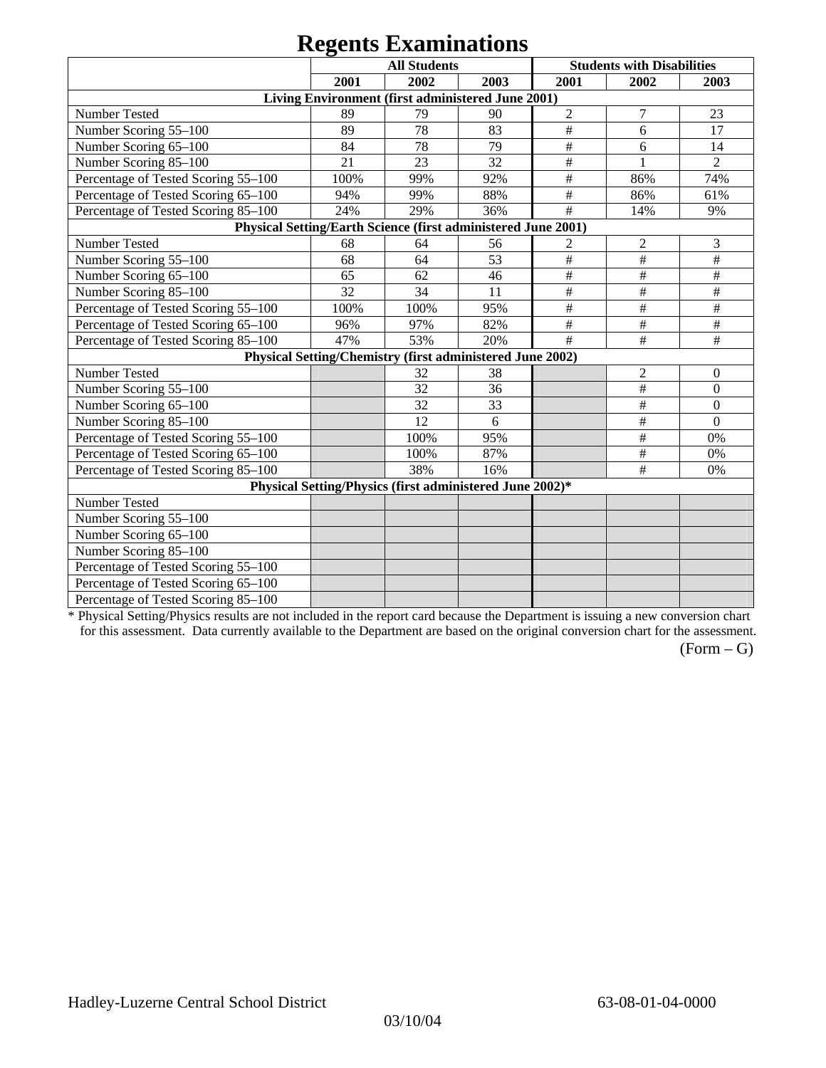# Regents Examinations

| | All Students | | | Students with Disabilities | | |
|---|---|---|---|---|---|---|
| | 2001 | 2002 | 2003 | 2001 | 2002 | 2003 |
| **Living Environment (first administered June 2001)** | | | | | | |
| Number Tested | 89 | 79 | 90 | 2 | 7 | 23 |
| Number Scoring 55–100 | 89 | 78 | 83 | # | 6 | 17 |
| Number Scoring 65–100 | 84 | 78 | 79 | # | 6 | 14 |
| Number Scoring 85–100 | 21 | 23 | 32 | # | 1 | 2 |
| Percentage of Tested Scoring 55–100 | 100% | 99% | 92% | # | 86% | 74% |
| Percentage of Tested Scoring 65–100 | 94% | 99% | 88% | # | 86% | 61% |
| Percentage of Tested Scoring 85–100 | 24% | 29% | 36% | # | 14% | 9% |
| **Physical Setting/Earth Science (first administered June 2001)** | | | | | | |
| Number Tested | 68 | 64 | 56 | 2 | 2 | 3 |
| Number Scoring 55–100 | 68 | 64 | 53 | # | # | # |
| Number Scoring 65–100 | 65 | 62 | 46 | # | # | # |
| Number Scoring 85–100 | 32 | 34 | 11 | # | # | # |
| Percentage of Tested Scoring 55–100 | 100% | 100% | 95% | # | # | # |
| Percentage of Tested Scoring 65–100 | 96% | 97% | 82% | # | # | # |
| Percentage of Tested Scoring 85–100 | 47% | 53% | 20% | # | # | # |
| **Physical Setting/Chemistry (first administered June 2002)** | | | | | | |
| Number Tested | | 32 | 38 | | 2 | 0 |
| Number Scoring 55–100 | | 32 | 36 | | # | 0 |
| Number Scoring 65–100 | | 32 | 33 | | # | 0 |
| Number Scoring 85–100 | | 12 | 6 | | # | 0 |
| Percentage of Tested Scoring 55–100 | | 100% | 95% | | # | 0% |
| Percentage of Tested Scoring 65–100 | | 100% | 87% | | # | 0% |
| Percentage of Tested Scoring 85–100 | | 38% | 16% | | # | 0% |
| **Physical Setting/Physics (first administered June 2002)*** | | | | | | |
| Number Tested | | | | | | |
| Number Scoring 55–100 | | | | | | |
| Number Scoring 65–100 | | | | | | |
| Number Scoring 85–100 | | | | | | |
| Percentage of Tested Scoring 55–100 | | | | | | |
| Percentage of Tested Scoring 65–100 | | | | | | |
| Percentage of Tested Scoring 85–100 | | | | | | |

* Physical Setting/Physics results are not included in the report card because the Department is issuing a new conversion chart for this assessment. Data currently available to the Department are based on the original conversion chart for the assessment.

(Form – G)

Hadley-Luzerne Central School District 63-08-01-04-0000

03/10/04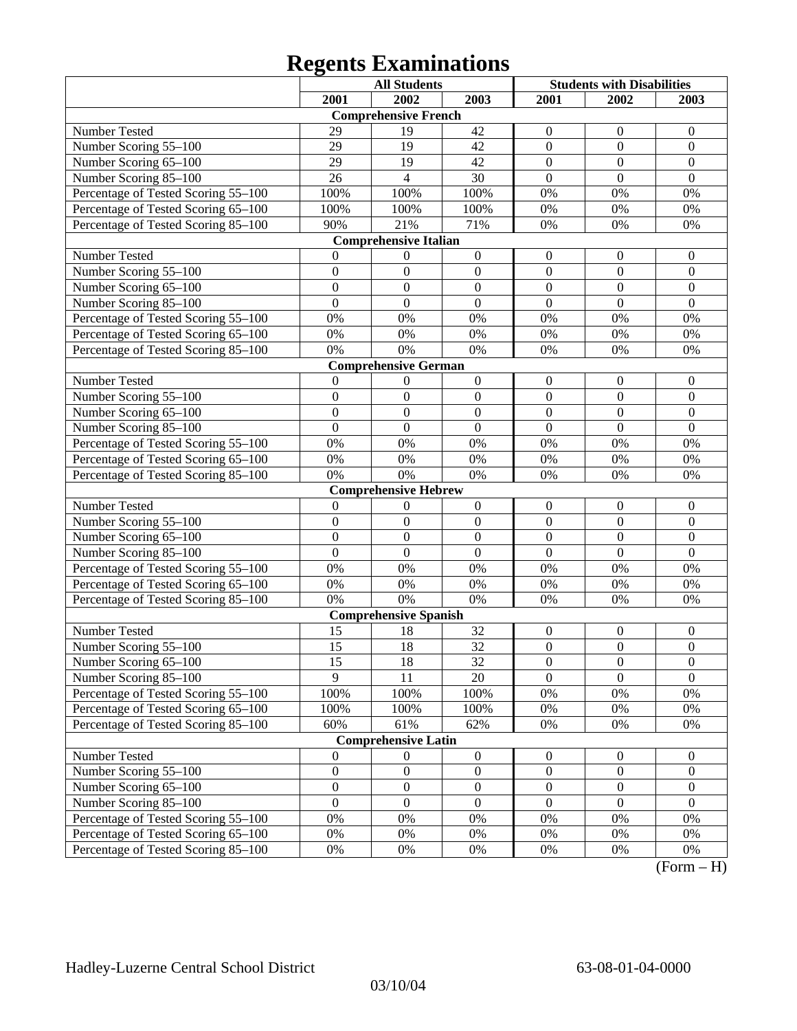# Regents Examinations

| | All Students | | | Students with Disabilities | | |
|---|---|---|---|---|---|---|
| | 2001 | 2002 | 2003 | 2001 | 2002 | 2003 |
| **Comprehensive French** | | | | | | |
| Number Tested | 29 | 19 | 42 | 0 | 0 | 0 |
| Number Scoring 55–100 | 29 | 19 | 42 | 0 | 0 | 0 |
| Number Scoring 65–100 | 29 | 19 | 42 | 0 | 0 | 0 |
| Number Scoring 85–100 | 26 | 4 | 30 | 0 | 0 | 0 |
| Percentage of Tested Scoring 55–100 | 100% | 100% | 100% | 0% | 0% | 0% |
| Percentage of Tested Scoring 65–100 | 100% | 100% | 100% | 0% | 0% | 0% |
| Percentage of Tested Scoring 85–100 | 90% | 21% | 71% | 0% | 0% | 0% |
| **Comprehensive Italian** | | | | | | |
| Number Tested | 0 | 0 | 0 | 0 | 0 | 0 |
| Number Scoring 55–100 | 0 | 0 | 0 | 0 | 0 | 0 |
| Number Scoring 65–100 | 0 | 0 | 0 | 0 | 0 | 0 |
| Number Scoring 85–100 | 0 | 0 | 0 | 0 | 0 | 0 |
| Percentage of Tested Scoring 55–100 | 0% | 0% | 0% | 0% | 0% | 0% |
| Percentage of Tested Scoring 65–100 | 0% | 0% | 0% | 0% | 0% | 0% |
| Percentage of Tested Scoring 85–100 | 0% | 0% | 0% | 0% | 0% | 0% |
| **Comprehensive German** | | | | | | |
| Number Tested | 0 | 0 | 0 | 0 | 0 | 0 |
| Number Scoring 55–100 | 0 | 0 | 0 | 0 | 0 | 0 |
| Number Scoring 65–100 | 0 | 0 | 0 | 0 | 0 | 0 |
| Number Scoring 85–100 | 0 | 0 | 0 | 0 | 0 | 0 |
| Percentage of Tested Scoring 55–100 | 0% | 0% | 0% | 0% | 0% | 0% |
| Percentage of Tested Scoring 65–100 | 0% | 0% | 0% | 0% | 0% | 0% |
| Percentage of Tested Scoring 85–100 | 0% | 0% | 0% | 0% | 0% | 0% |
| **Comprehensive Hebrew** | | | | | | |
| Number Tested | 0 | 0 | 0 | 0 | 0 | 0 |
| Number Scoring 55–100 | 0 | 0 | 0 | 0 | 0 | 0 |
| Number Scoring 65–100 | 0 | 0 | 0 | 0 | 0 | 0 |
| Number Scoring 85–100 | 0 | 0 | 0 | 0 | 0 | 0 |
| Percentage of Tested Scoring 55–100 | 0% | 0% | 0% | 0% | 0% | 0% |
| Percentage of Tested Scoring 65–100 | 0% | 0% | 0% | 0% | 0% | 0% |
| Percentage of Tested Scoring 85–100 | 0% | 0% | 0% | 0% | 0% | 0% |
| **Comprehensive Spanish** | | | | | | |
| Number Tested | 15 | 18 | 32 | 0 | 0 | 0 |
| Number Scoring 55–100 | 15 | 18 | 32 | 0 | 0 | 0 |
| Number Scoring 65–100 | 15 | 18 | 32 | 0 | 0 | 0 |
| Number Scoring 85–100 | 9 | 11 | 20 | 0 | 0 | 0 |
| Percentage of Tested Scoring 55–100 | 100% | 100% | 100% | 0% | 0% | 0% |
| Percentage of Tested Scoring 65–100 | 100% | 100% | 100% | 0% | 0% | 0% |
| Percentage of Tested Scoring 85–100 | 60% | 61% | 62% | 0% | 0% | 0% |
| **Comprehensive Latin** | | | | | | |
| Number Tested | 0 | 0 | 0 | 0 | 0 | 0 |
| Number Scoring 55–100 | 0 | 0 | 0 | 0 | 0 | 0 |
| Number Scoring 65–100 | 0 | 0 | 0 | 0 | 0 | 0 |
| Number Scoring 85–100 | 0 | 0 | 0 | 0 | 0 | 0 |
| Percentage of Tested Scoring 55–100 | 0% | 0% | 0% | 0% | 0% | 0% |
| Percentage of Tested Scoring 65–100 | 0% | 0% | 0% | 0% | 0% | 0% |
| Percentage of Tested Scoring 85–100 | 0% | 0% | 0% | 0% | 0% | 0% |

(Form – H)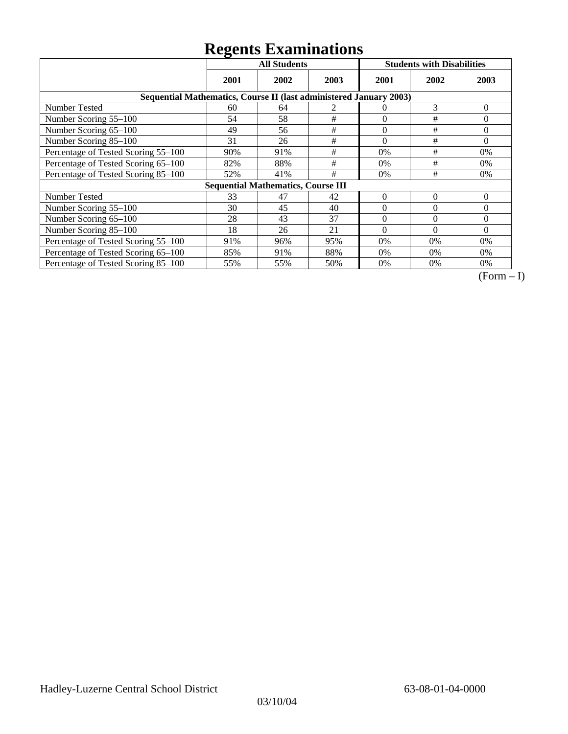# Regents Examinations

| | All Students | | | Students with Disabilities | | |
|---|---|---|---|---|---|---|
| | 2001 | 2002 | 2003 | 2001 | 2002 | 2003 |
| **Sequential Mathematics, Course II (last administered January 2003)** | | | | | | |
| Number Tested | 60 | 64 | 2 | 0 | 3 | 0 |
| Number Scoring 55–100 | 54 | 58 | # | 0 | # | 0 |
| Number Scoring 65–100 | 49 | 56 | # | 0 | # | 0 |
| Number Scoring 85–100 | 31 | 26 | # | 0 | # | 0 |
| Percentage of Tested Scoring 55–100 | 90% | 91% | # | 0% | # | 0% |
| Percentage of Tested Scoring 65–100 | 82% | 88% | # | 0% | # | 0% |
| Percentage of Tested Scoring 85–100 | 52% | 41% | # | 0% | # | 0% |
| **Sequential Mathematics, Course III** | | | | | | |
| Number Tested | 33 | 47 | 42 | 0 | 0 | 0 |
| Number Scoring 55–100 | 30 | 45 | 40 | 0 | 0 | 0 |
| Number Scoring 65–100 | 28 | 43 | 37 | 0 | 0 | 0 |
| Number Scoring 85–100 | 18 | 26 | 21 | 0 | 0 | 0 |
| Percentage of Tested Scoring 55–100 | 91% | 96% | 95% | 0% | 0% | 0% |
| Percentage of Tested Scoring 65–100 | 85% | 91% | 88% | 0% | 0% | 0% |
| Percentage of Tested Scoring 85–100 | 55% | 55% | 50% | 0% | 0% | 0% |

(Form – I)

Hadley-Luzerne Central School District 63-08-01-04-0000

03/10/04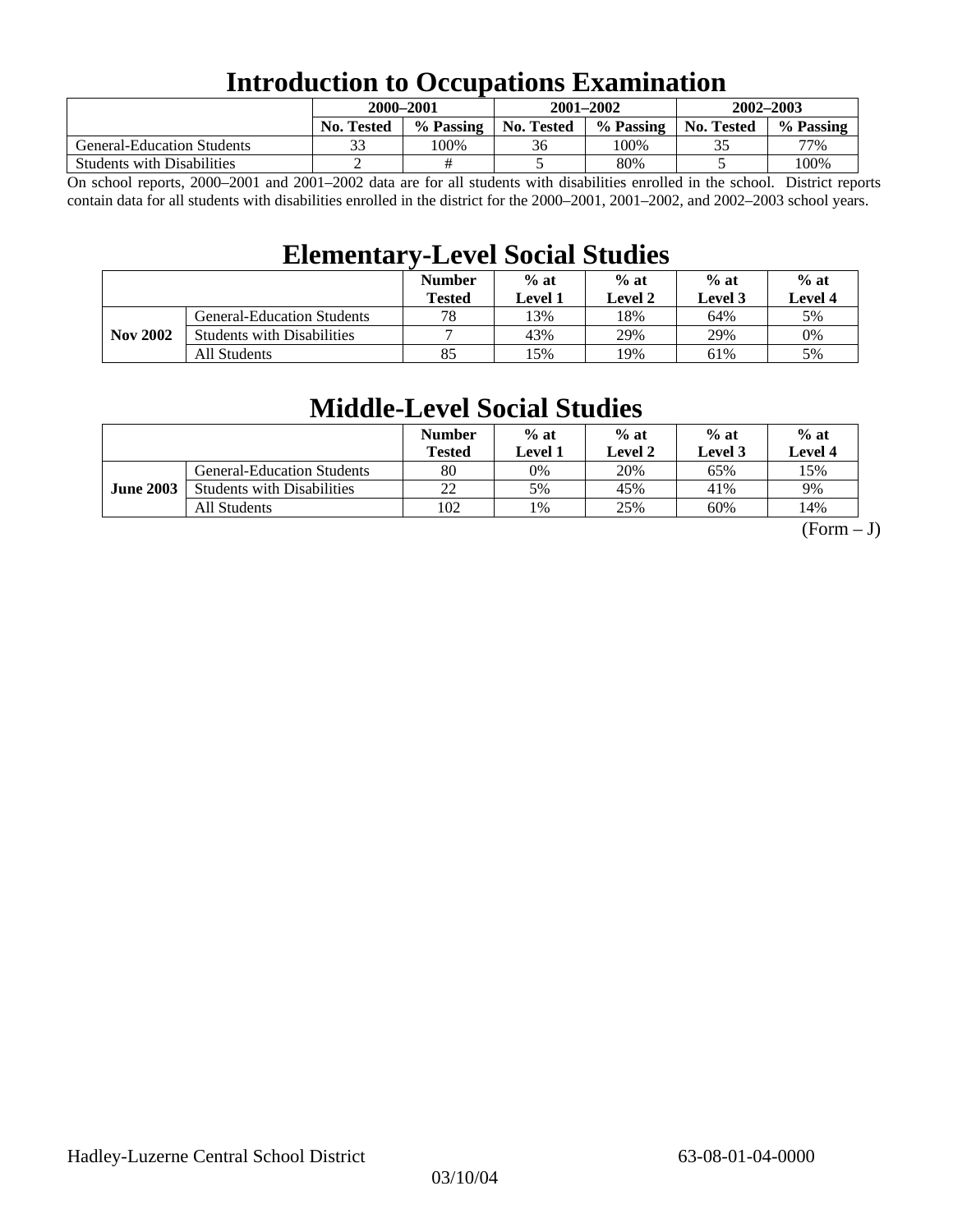# Introduction to Occupations Examination

| | 2000–2001 | | 2001–2002 | | 2002–2003 | |
|---|---|---|---|---|---|---|
| | No. Tested | % Passing | No. Tested | % Passing | No. Tested | % Passing |
| General-Education Students | 33 | 100% | 36 | 100% | 35 | 77% |
| Students with Disabilities | 2 | # | 5 | 80% | 5 | 100% |

On school reports, 2000–2001 and 2001–2002 data are for all students with disabilities enrolled in the school. District reports contain data for all students with disabilities enrolled in the district for the 2000–2001, 2001–2002, and 2002–2003 school years.

# Elementary-Level Social Studies

| | | Number Tested | % at Level 1 | % at Level 2 | % at Level 3 | % at Level 4 |
|---|---|---|---|---|---|---|
| **Nov 2002** | General-Education Students | 78 | 13% | 18% | 64% | 5% |
| | Students with Disabilities | 7 | 43% | 29% | 29% | 0% |
| | All Students | 85 | 15% | 19% | 61% | 5% |

# Middle-Level Social Studies

| | | Number Tested | % at Level 1 | % at Level 2 | % at Level 3 | % at Level 4 |
|---|---|---|---|---|---|---|
| **June 2003** | General-Education Students | 80 | 0% | 20% | 65% | 15% |
| | Students with Disabilities | 22 | 5% | 45% | 41% | 9% |
| | All Students | 102 | 1% | 25% | 60% | 14% |

(Form – J)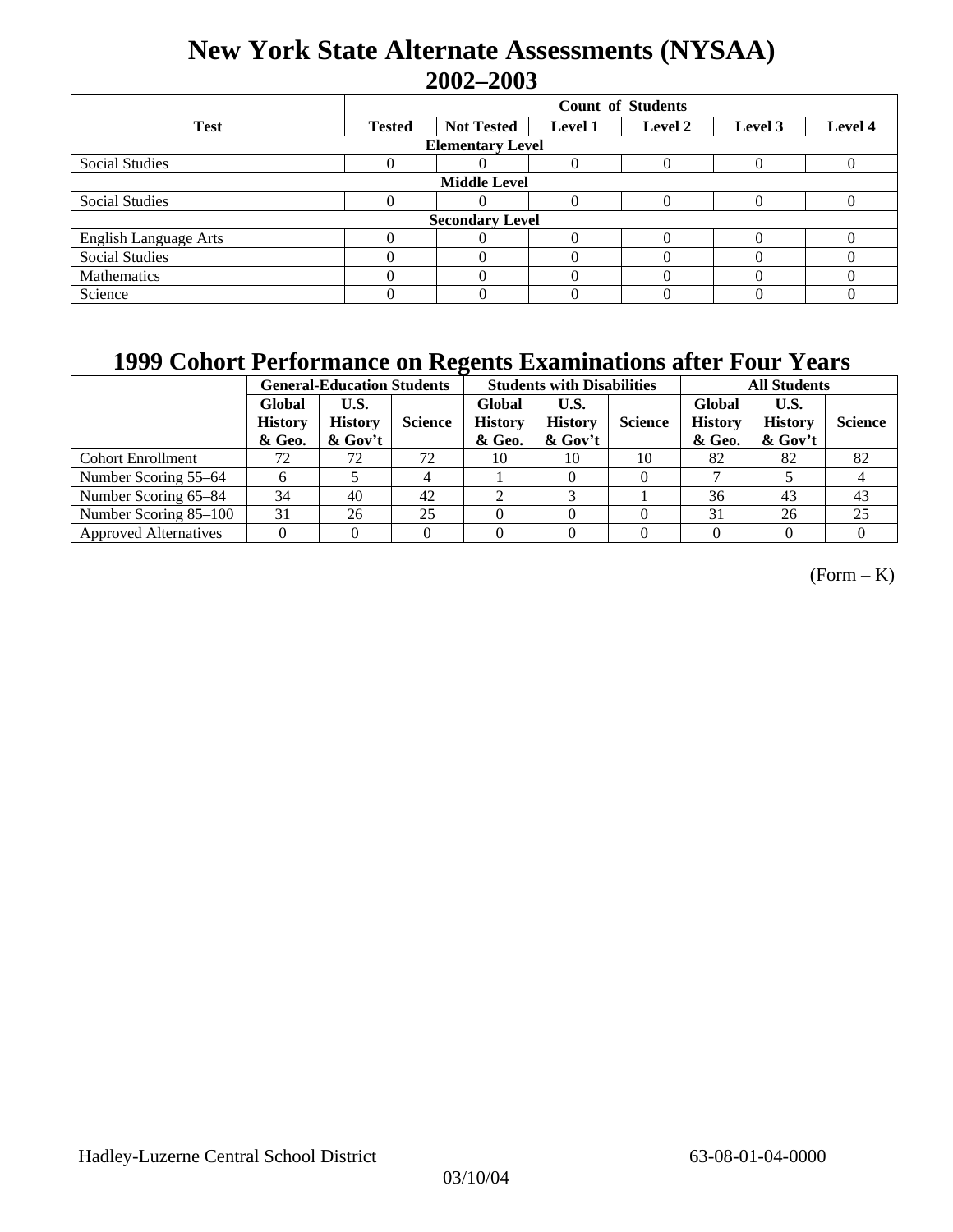# New York State Alternate Assessments (NYSAA) 2002–2003

| | Count of Students | | | | | |
|---|---|---|---|---|---|---|
| **Test** | **Tested** | **Not Tested** | **Level 1** | **Level 2** | **Level 3** | **Level 4** |
| **Elementary Level** | | | | | | |
| Social Studies | 0 | 0 | 0 | 0 | 0 | 0 |
| **Middle Level** | | | | | | |
| Social Studies | 0 | 0 | 0 | 0 | 0 | 0 |
| **Secondary Level** | | | | | | |
| English Language Arts | 0 | 0 | 0 | 0 | 0 | 0 |
| Social Studies | 0 | 0 | 0 | 0 | 0 | 0 |
| Mathematics | 0 | 0 | 0 | 0 | 0 | 0 |
| Science | 0 | 0 | 0 | 0 | 0 | 0 |

# 1999 Cohort Performance on Regents Examinations after Four Years

| | General-Education Students | | | Students with Disabilities | | | All Students | | |
|---|---|---|---|---|---|---|---|---|---|
| | **Global History & Geo.** | **U.S. History & Gov't** | **Science** | **Global History & Geo.** | **U.S. History & Gov't** | **Science** | **Global History & Geo.** | **U.S. History & Gov't** | **Science** |
| Cohort Enrollment | 72 | 72 | 72 | 10 | 10 | 10 | 82 | 82 | 82 |
| Number Scoring 55–64 | 6 | 5 | 4 | 1 | 0 | 0 | 7 | 5 | 4 |
| Number Scoring 65–84 | 34 | 40 | 42 | 2 | 3 | 1 | 36 | 43 | 43 |
| Number Scoring 85–100 | 31 | 26 | 25 | 0 | 0 | 0 | 31 | 26 | 25 |
| Approved Alternatives | 0 | 0 | 0 | 0 | 0 | 0 | 0 | 0 | 0 |

(Form – K)

Hadley-Luzerne Central School District 63-08-01-04-0000

03/10/04